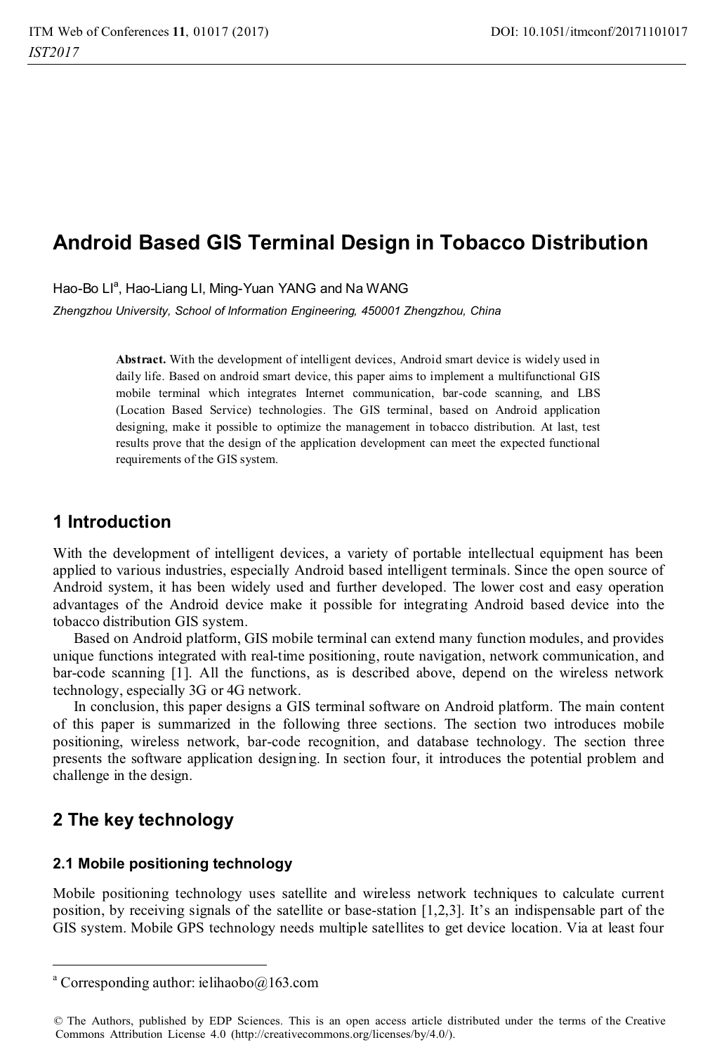# Android Based GIS Terminal Design in Tobacco Distribution

Hao-Bo LI[a], Hao-Liang LI, Ming-Yuan YANG and Na WANG

*Zhengzhou University, School of Information Engineering, 450001 Zhengzhou, China*

**Abstract.** With the development of intelligent devices, Android smart device is widely used in daily life. Based on android smart device, this paper aims to implement a multifunctional GIS mobile terminal which integrates Internet communication, bar-code scanning, and LBS (Location Based Service) technologies. The GIS terminal, based on Android application designing, make it possible to optimize the management in tobacco distribution. At last, test results prove that the design of the application development can meet the expected functional requirements of the GIS system.

## 1 Introduction

With the development of intelligent devices, a variety of portable intellectual equipment has been applied to various industries, especially Android based intelligent terminals. Since the open source of Android system, it has been widely used and further developed. The lower cost and easy operation advantages of the Android device make it possible for integrating Android based device into the tobacco distribution GIS system.

Based on Android platform, GIS mobile terminal can extend many function modules, and provides unique functions integrated with real-time positioning, route navigation, network communication, and bar-code scanning [1]. All the functions, as is described above, depend on the wireless network technology, especially 3G or 4G network.

In conclusion, this paper designs a GIS terminal software on Android platform. The main content of this paper is summarized in the following three sections. The section two introduces mobile positioning, wireless network, bar-code recognition, and database technology. The section three presents the software application designing. In section four, it introduces the potential problem and challenge in the design.

## 2 The key technology

### 2.1 Mobile positioning technology

Mobile positioning technology uses satellite and wireless network techniques to calculate current position, by receiving signals of the satellite or base-station [1,2,3]. It's an indispensable part of the GIS system. Mobile GPS technology needs multiple satellites to get device location. Via at least four

---

[a] Corresponding author: ielihaobo@163.com

© The Authors, published by EDP Sciences. This is an open access article distributed under the terms of the Creative Commons Attribution License 4.0 (http://creativecommons.org/licenses/by/4.0/).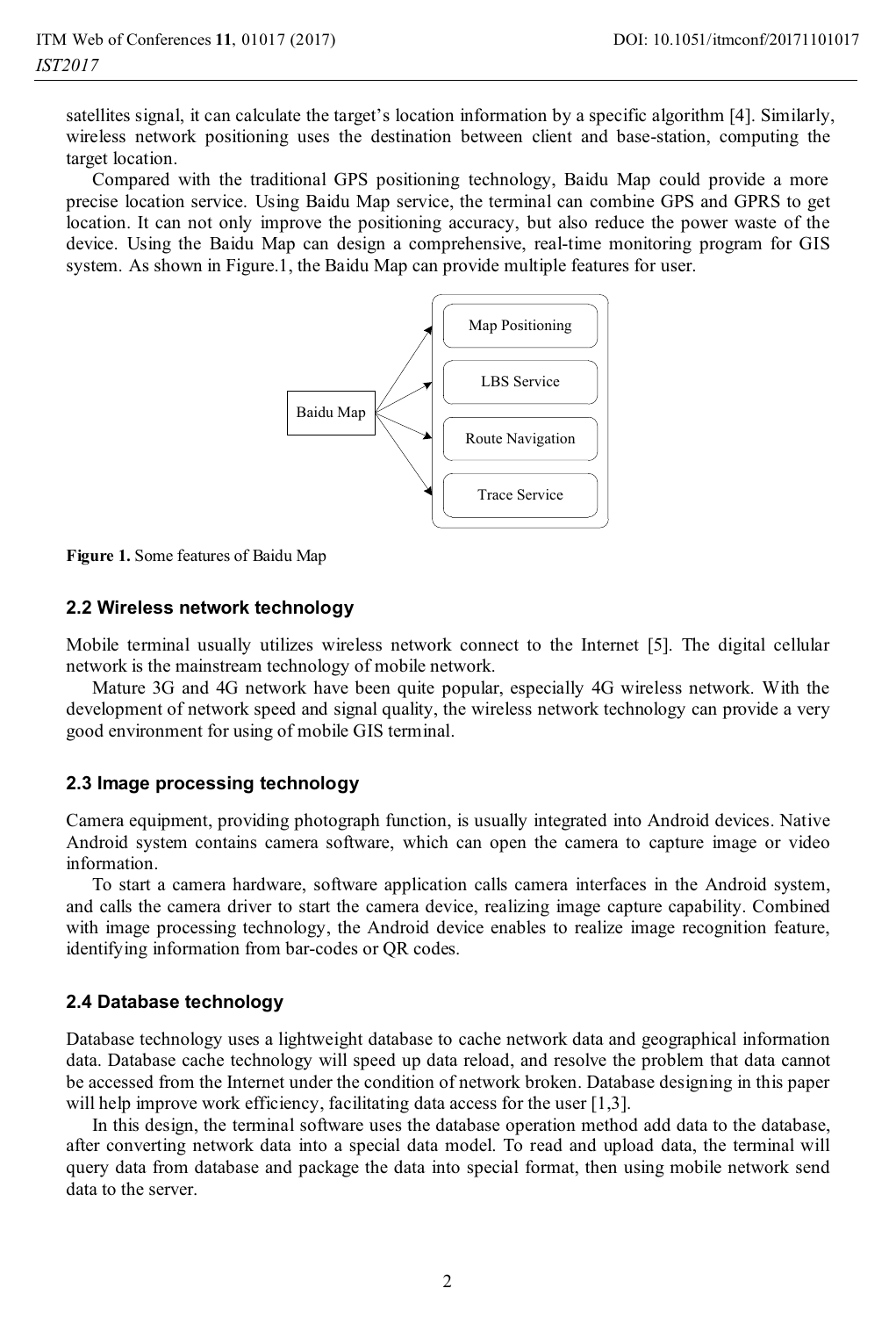satellites signal, it can calculate the target's location information by a specific algorithm [4]. Similarly, wireless network positioning uses the destination between client and base-station, computing the target location.

Compared with the traditional GPS positioning technology, Baidu Map could provide a more precise location service. Using Baidu Map service, the terminal can combine GPS and GPRS to get location. It can not only improve the positioning accuracy, but also reduce the power waste of the device. Using the Baidu Map can design a comprehensive, real-time monitoring program for GIS system. As shown in Figure.1, the Baidu Map can provide multiple features for user.

Baidu Map

Map Positioning

LBS Service

Route Navigation

Trace Service

**Figure 1.** Some features of Baidu Map

### 2.2 Wireless network technology

Mobile terminal usually utilizes wireless network connect to the Internet [5]. The digital cellular network is the mainstream technology of mobile network.

Mature 3G and 4G network have been quite popular, especially 4G wireless network. With the development of network speed and signal quality, the wireless network technology can provide a very good environment for using of mobile GIS terminal.

### 2.3 Image processing technology

Camera equipment, providing photograph function, is usually integrated into Android devices. Native Android system contains camera software, which can open the camera to capture image or video information.

To start a camera hardware, software application calls camera interfaces in the Android system, and calls the camera driver to start the camera device, realizing image capture capability. Combined with image processing technology, the Android device enables to realize image recognition feature, identifying information from bar-codes or QR codes.

### 2.4 Database technology

Database technology uses a lightweight database to cache network data and geographical information data. Database cache technology will speed up data reload, and resolve the problem that data cannot be accessed from the Internet under the condition of network broken. Database designing in this paper will help improve work efficiency, facilitating data access for the user [1,3].

In this design, the terminal software uses the database operation method add data to the database, after converting network data into a special data model. To read and upload data, the terminal will query data from database and package the data into special format, then using mobile network send data to the server.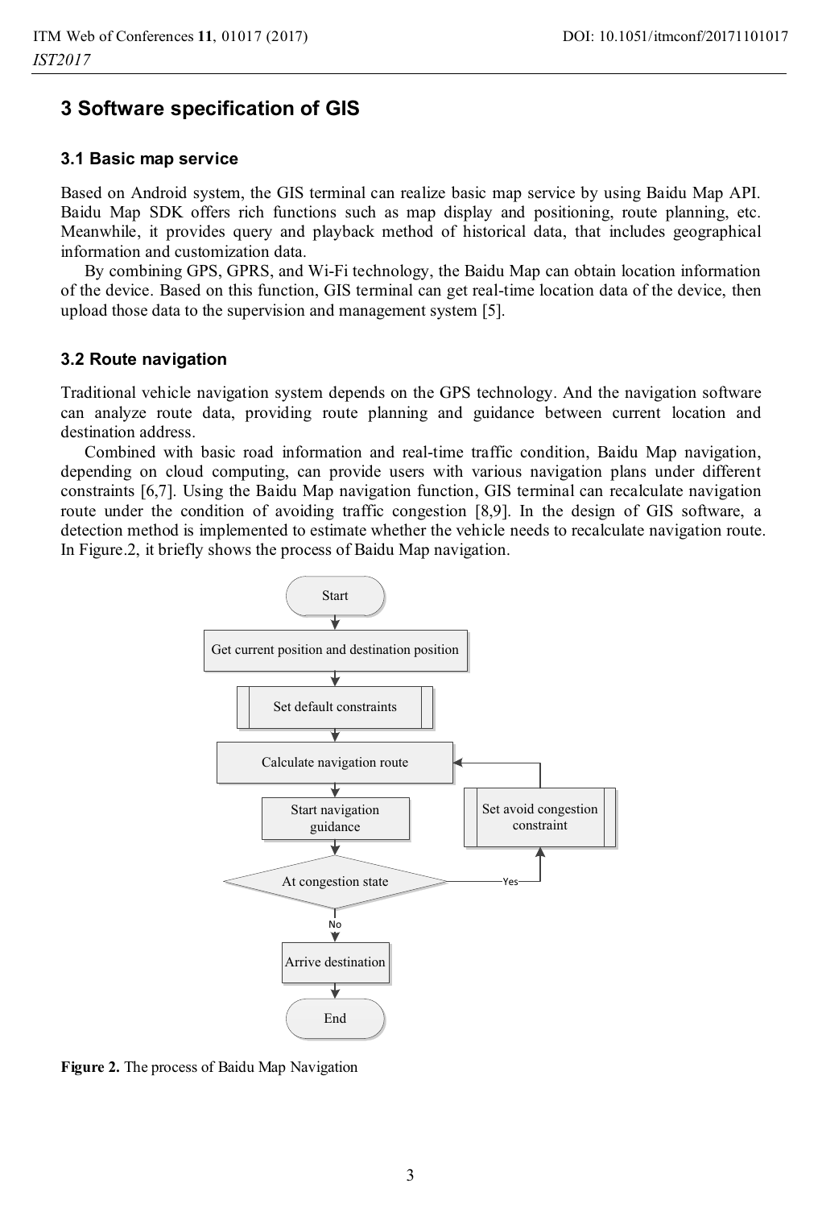## 3 Software specification of GIS

### 3.1 Basic map service

Based on Android system, the GIS terminal can realize basic map service by using Baidu Map API. Baidu Map SDK offers rich functions such as map display and positioning, route planning, etc. Meanwhile, it provides query and playback method of historical data, that includes geographical information and customization data.

By combining GPS, GPRS, and Wi-Fi technology, the Baidu Map can obtain location information of the device. Based on this function, GIS terminal can get real-time location data of the device, then upload those data to the supervision and management system [5].

### 3.2 Route navigation

Traditional vehicle navigation system depends on the GPS technology. And the navigation software can analyze route data, providing route planning and guidance between current location and destination address.

Combined with basic road information and real-time traffic condition, Baidu Map navigation, depending on cloud computing, can provide users with various navigation plans under different constraints [6,7]. Using the Baidu Map navigation function, GIS terminal can recalculate navigation route under the condition of avoiding traffic congestion [8,9]. In the design of GIS software, a detection method is implemented to estimate whether the vehicle needs to recalculate navigation route. In Figure.2, it briefly shows the process of Baidu Map navigation.

Start → Get current position and destination position → Set default constraints → Calculate navigation route → Start navigation guidance → At congestion state → (Yes) Set avoid congestion constraint → Calculate navigation route; (No) Arrive destination → End

**Figure 2.** The process of Baidu Map Navigation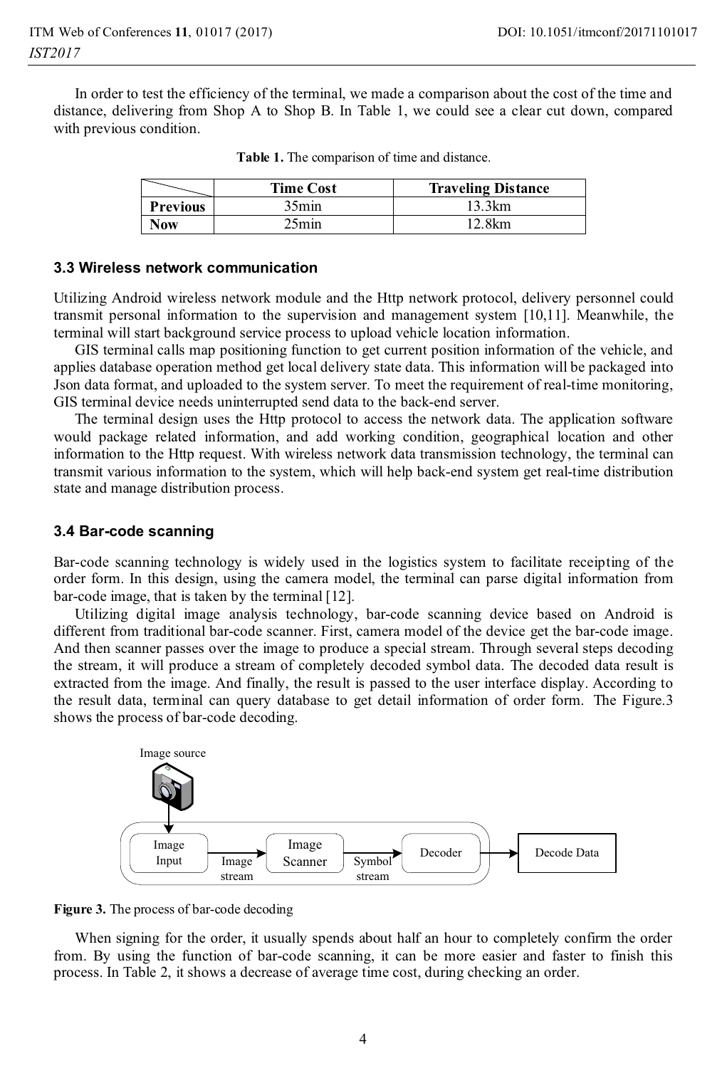In order to test the efficiency of the terminal, we made a comparison about the cost of the time and distance, delivering from Shop A to Shop B. In Table 1, we could see a clear cut down, compared with previous condition.

**Table 1.** The comparison of time and distance.

| | Time Cost | Traveling Distance |
|---|---|---|
| **Previous** | 35min | 13.3km |
| **Now** | 25min | 12.8km |

### 3.3 Wireless network communication

Utilizing Android wireless network module and the Http network protocol, delivery personnel could transmit personal information to the supervision and management system [10,11]. Meanwhile, the terminal will start background service process to upload vehicle location information.

GIS terminal calls map positioning function to get current position information of the vehicle, and applies database operation method get local delivery state data. This information will be packaged into Json data format, and uploaded to the system server. To meet the requirement of real-time monitoring, GIS terminal device needs uninterrupted send data to the back-end server.

The terminal design uses the Http protocol to access the network data. The application software would package related information, and add working condition, geographical location and other information to the Http request. With wireless network data transmission technology, the terminal can transmit various information to the system, which will help back-end system get real-time distribution state and manage distribution process.

### 3.4 Bar-code scanning

Bar-code scanning technology is widely used in the logistics system to facilitate receipting of the order form. In this design, using the camera model, the terminal can parse digital information from bar-code image, that is taken by the terminal [12].

Utilizing digital image analysis technology, bar-code scanning device based on Android is different from traditional bar-code scanner. First, camera model of the device get the bar-code image. And then scanner passes over the image to produce a special stream. Through several steps decoding the stream, it will produce a stream of completely decoded symbol data. The decoded data result is extracted from the image. And finally, the result is passed to the user interface display. According to the result data, terminal can query database to get detail information of order form. The Figure.3 shows the process of bar-code decoding.

Image source → Image Input → (Image stream) → Image Scanner → (Symbol stream) → Decoder → Decode Data

**Figure 3.** The process of bar-code decoding

When signing for the order, it usually spends about half an hour to completely confirm the order from. By using the function of bar-code scanning, it can be more easier and faster to finish this process. In Table 2, it shows a decrease of average time cost, during checking an order.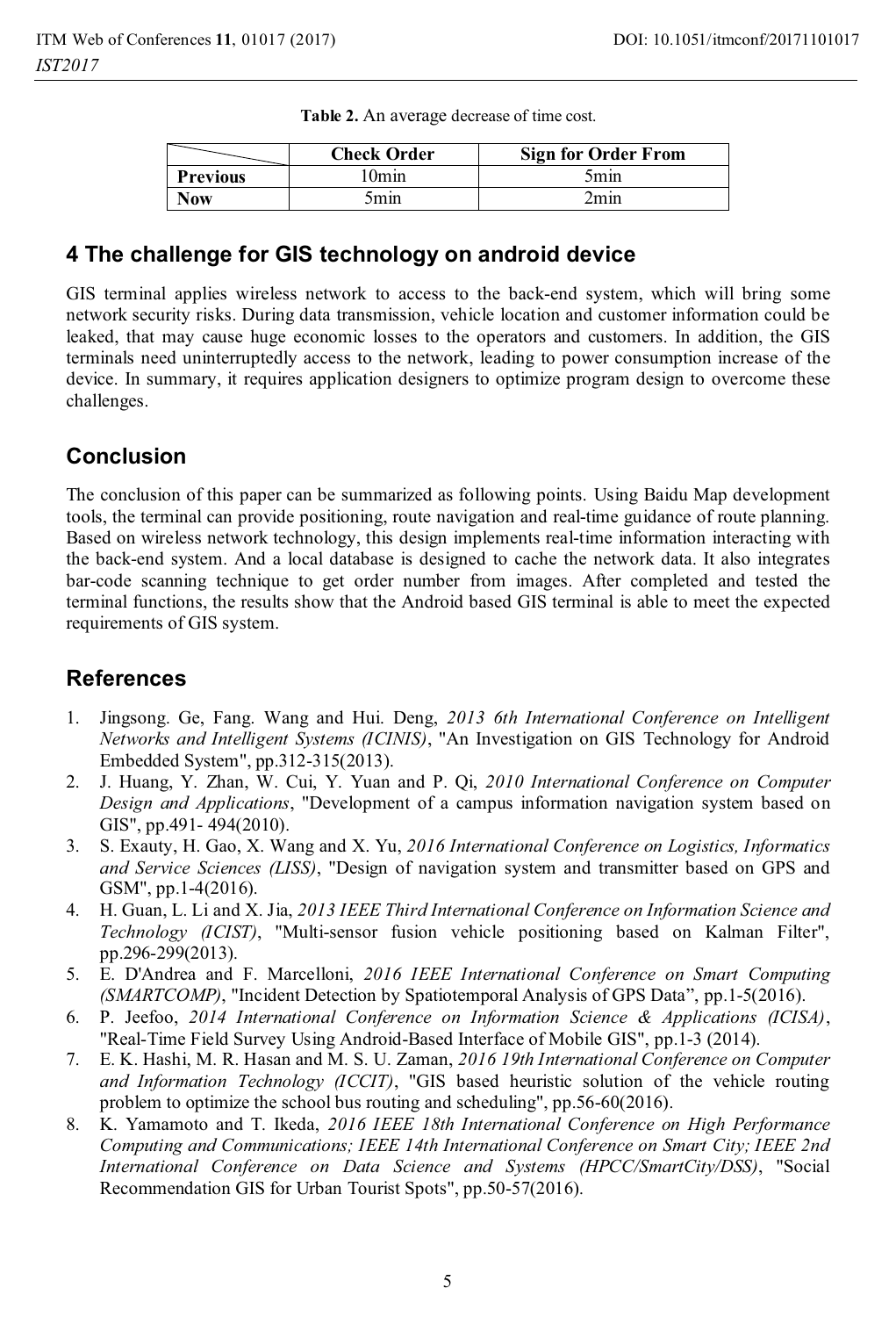**Table 2.** An average decrease of time cost.

| | Check Order | Sign for Order From |
|---|---|---|
| **Previous** | 10min | 5min |
| **Now** | 5min | 2min |

## 4 The challenge for GIS technology on android device

GIS terminal applies wireless network to access to the back-end system, which will bring some network security risks. During data transmission, vehicle location and customer information could be leaked, that may cause huge economic losses to the operators and customers. In addition, the GIS terminals need uninterruptedly access to the network, leading to power consumption increase of the device. In summary, it requires application designers to optimize program design to overcome these challenges.

## Conclusion

The conclusion of this paper can be summarized as following points. Using Baidu Map development tools, the terminal can provide positioning, route navigation and real-time guidance of route planning. Based on wireless network technology, this design implements real-time information interacting with the back-end system. And a local database is designed to cache the network data. It also integrates bar-code scanning technique to get order number from images. After completed and tested the terminal functions, the results show that the Android based GIS terminal is able to meet the expected requirements of GIS system.

## References

1. Jingsong. Ge, Fang. Wang and Hui. Deng, *2013 6th International Conference on Intelligent Networks and Intelligent Systems (ICINIS)*, "An Investigation on GIS Technology for Android Embedded System", pp.312-315(2013).
2. J. Huang, Y. Zhan, W. Cui, Y. Yuan and P. Qi, *2010 International Conference on Computer Design and Applications*, "Development of a campus information navigation system based on GIS", pp.491- 494(2010).
3. S. Exauty, H. Gao, X. Wang and X. Yu, *2016 International Conference on Logistics, Informatics and Service Sciences (LISS)*, "Design of navigation system and transmitter based on GPS and GSM", pp.1-4(2016).
4. H. Guan, L. Li and X. Jia, *2013 IEEE Third International Conference on Information Science and Technology (ICIST)*, "Multi-sensor fusion vehicle positioning based on Kalman Filter", pp.296-299(2013).
5. E. D'Andrea and F. Marcelloni, *2016 IEEE International Conference on Smart Computing (SMARTCOMP)*, "Incident Detection by Spatiotemporal Analysis of GPS Data", pp.1-5(2016).
6. P. Jeefoo, *2014 International Conference on Information Science & Applications (ICISA)*, "Real-Time Field Survey Using Android-Based Interface of Mobile GIS", pp.1-3 (2014).
7. E. K. Hashi, M. R. Hasan and M. S. U. Zaman, *2016 19th International Conference on Computer and Information Technology (ICCIT)*, "GIS based heuristic solution of the vehicle routing problem to optimize the school bus routing and scheduling", pp.56-60(2016).
8. K. Yamamoto and T. Ikeda, *2016 IEEE 18th International Conference on High Performance Computing and Communications; IEEE 14th International Conference on Smart City; IEEE 2nd International Conference on Data Science and Systems (HPCC/SmartCity/DSS)*, "Social Recommendation GIS for Urban Tourist Spots", pp.50-57(2016).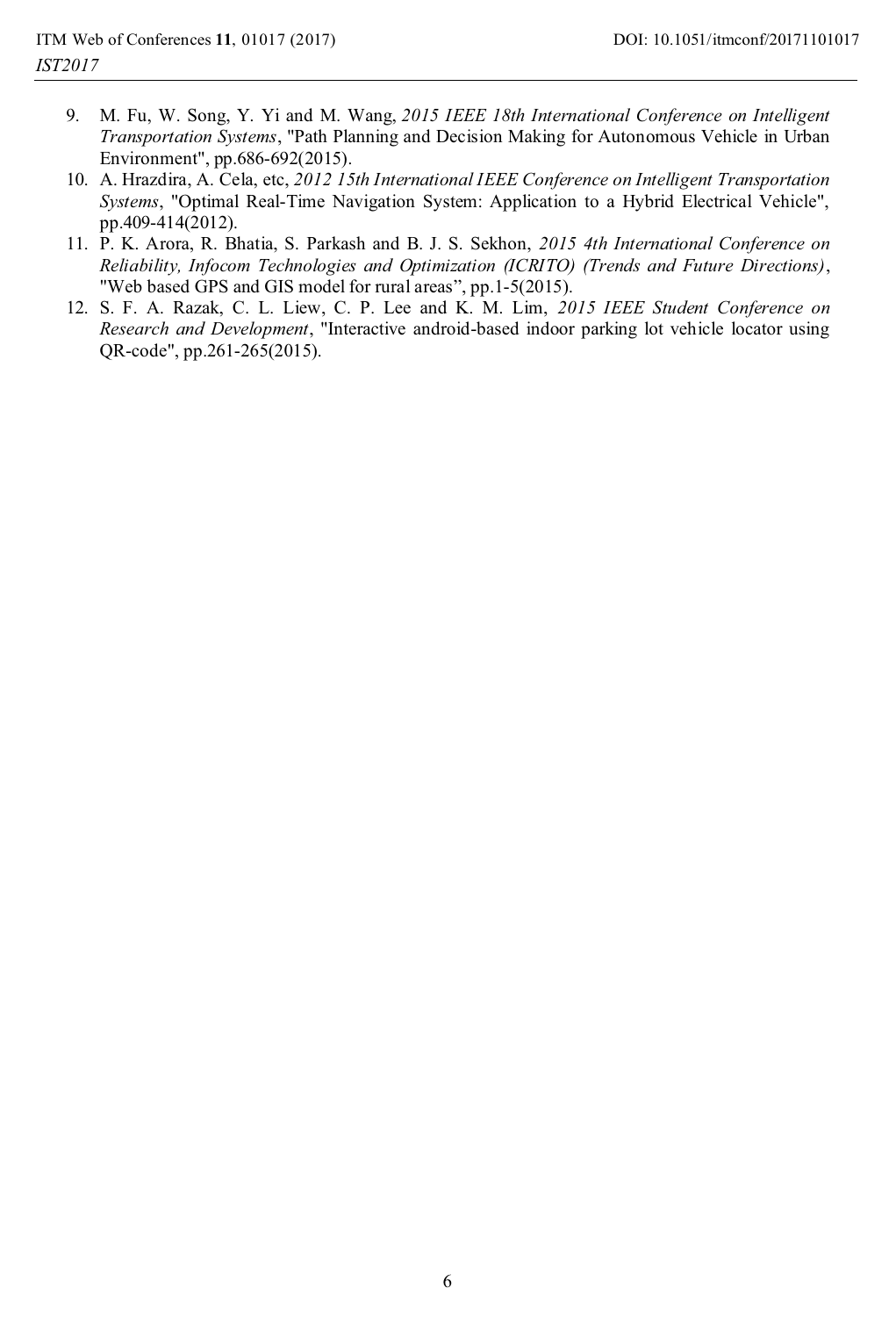9. M. Fu, W. Song, Y. Yi and M. Wang, *2015 IEEE 18th International Conference on Intelligent Transportation Systems*, "Path Planning and Decision Making for Autonomous Vehicle in Urban Environment", pp.686-692(2015).
10. A. Hrazdira, A. Cela, etc, *2012 15th International IEEE Conference on Intelligent Transportation Systems*, "Optimal Real-Time Navigation System: Application to a Hybrid Electrical Vehicle", pp.409-414(2012).
11. P. K. Arora, R. Bhatia, S. Parkash and B. J. S. Sekhon, *2015 4th International Conference on Reliability, Infocom Technologies and Optimization (ICRITO) (Trends and Future Directions)*, "Web based GPS and GIS model for rural areas", pp.1-5(2015).
12. S. F. A. Razak, C. L. Liew, C. P. Lee and K. M. Lim, *2015 IEEE Student Conference on Research and Development*, "Interactive android-based indoor parking lot vehicle locator using QR-code", pp.261-265(2015).